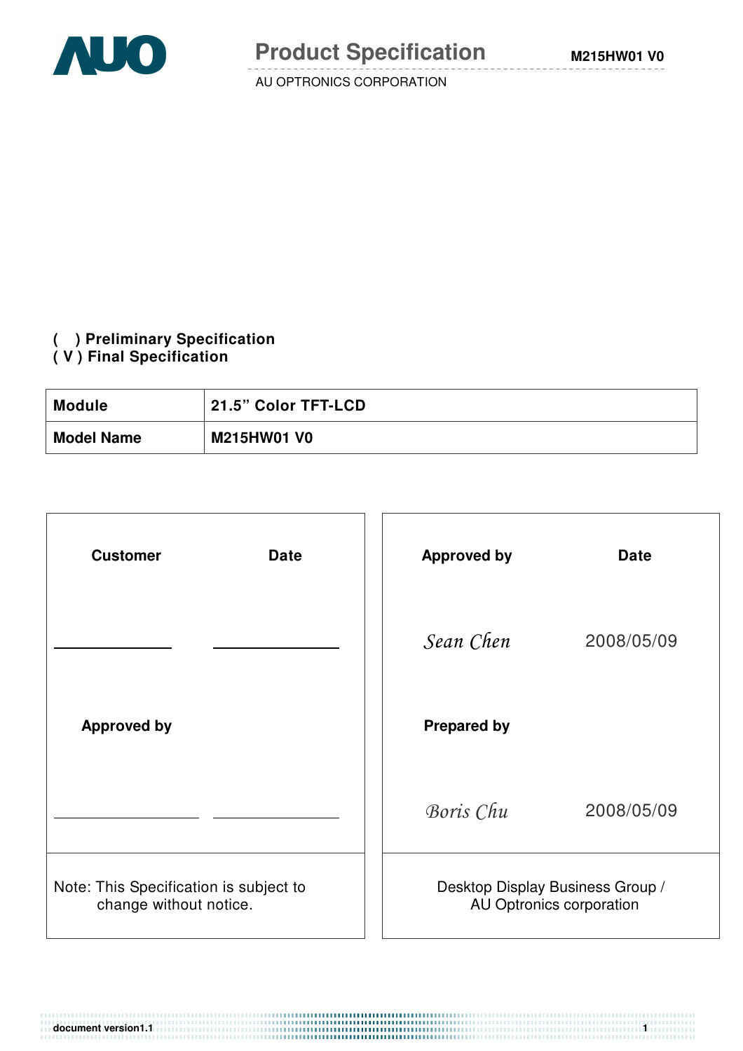# Product Specification

AU OPTRONICS CORPORATION

M215HW01 V0

**(   ) Preliminary Specification**
**( V ) Final Specification**

| **Module** | **21.5" Color TFT-LCD** |
|---|---|
| **Model Name** | **M215HW01 V0** |

| **Customer** | **Date** | **Approved by** | **Date** |
|---|---|---|---|
| ________ | ________ | *Sean Chen* | 2008/05/09 |
| **Approved by** | | **Prepared by** | |
| ________ | ________ | *Boris Chu* | 2008/05/09 |
| Note: This Specification is subject to change without notice. | | Desktop Display Business Group / AU Optronics corporation | |

document version1.1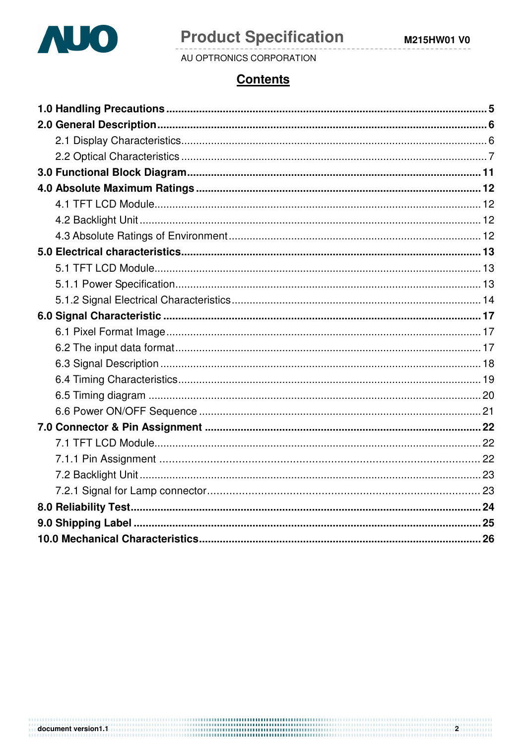# Contents

**1.0 Handling Precautions** .......... **5**

**2.0 General Description** .......... **6**

- 2.1 Display Characteristics .......... 6
- 2.2 Optical Characteristics .......... 7

**3.0 Functional Block Diagram** .......... **11**

**4.0 Absolute Maximum Ratings** .......... **12**

- 4.1 TFT LCD Module .......... 12
- 4.2 Backlight Unit .......... 12
- 4.3 Absolute Ratings of Environment .......... 12

**5.0 Electrical characteristics** .......... **13**

- 5.1 TFT LCD Module .......... 13
- 5.1.1 Power Specification .......... 13
- 5.1.2 Signal Electrical Characteristics .......... 14

**6.0 Signal Characteristic** .......... **17**

- 6.1 Pixel Format Image .......... 17
- 6.2 The input data format .......... 17
- 6.3 Signal Description .......... 18
- 6.4 Timing Characteristics .......... 19
- 6.5 Timing diagram .......... 20
- 6.6 Power ON/OFF Sequence .......... 21

**7.0 Connector & Pin Assignment** .......... **22**

- 7.1 TFT LCD Module .......... 22
- 7.1.1 Pin Assignment .......... 22
- 7.2 Backlight Unit .......... 23
- 7.2.1 Signal for Lamp connector .......... 23

**8.0 Reliability Test** .......... **24**

**9.0 Shipping Label** .......... **25**

**10.0 Mechanical Characteristics** .......... **26**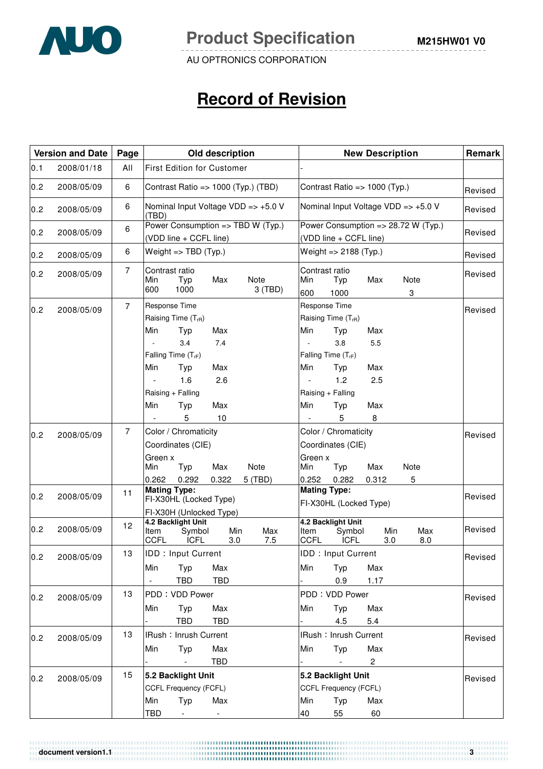# Record of Revision

| Version and Date | | Page | Old description | New Description | Remark |
|---|---|---|---|---|---|
| 0.1 | 2008/01/18 | All | First Edition for Customer | - | |
| 0.2 | 2008/05/09 | 6 | Contrast Ratio => 1000 (Typ.) (TBD) | Contrast Ratio => 1000 (Typ.) | Revised |
| 0.2 | 2008/05/09 | 6 | Nominal Input Voltage VDD => +5.0 V (TBD) | Nominal Input Voltage VDD => +5.0 V | Revised |
| 0.2 | 2008/05/09 | 6 | Power Consumption => TBD W (Typ.)<br>(VDD line + CCFL line) | Power Consumption => 28.72 W (Typ.)<br>(VDD line + CCFL line) | Revised |
| 0.2 | 2008/05/09 | 6 | Weight => TBD (Typ.) | Weight => 2188 (Typ.) | Revised |
| 0.2 | 2008/05/09 | 7 | Contrast ratio<br>Min Typ Max Note<br>600 1000 3 (TBD) | Contrast ratio<br>Min Typ Max Note<br>600 1000 3 | Revised |
| 0.2 | 2008/05/09 | 7 | Response Time<br>Raising Time ($T_{rR}$)<br>Min Typ Max<br>- 3.4 7.4<br>Falling Time ($T_{rF}$)<br>Min Typ Max<br>- 1.6 2.6<br>Raising + Falling<br>Min Typ Max<br>- 5 10 | Response Time<br>Raising Time ($T_{rR}$)<br>Min Typ Max<br>- 3.8 5.5<br>Falling Time ($T_{rF}$)<br>Min Typ Max<br>- 1.2 2.5<br>Raising + Falling<br>Min Typ Max<br>- 5 8 | Revised |
| 0.2 | 2008/05/09 | 7 | Color / Chromaticity<br>Coordinates (CIE)<br>Green x<br>Min Typ Max Note<br>0.262 0.292 0.322 5 (TBD) | Color / Chromaticity<br>Coordinates (CIE)<br>Green x<br>Min Typ Max Note<br>0.252 0.282 0.312 5 | Revised |
| 0.2 | 2008/05/09 | 11 | **Mating Type:**<br>FI-X30HL (Locked Type)<br>FI-X30H (Unlocked Type) | **Mating Type:**<br>FI-X30HL (Locked Type) | Revised |
| 0.2 | 2008/05/09 | 12 | **4.2 Backlight Unit**<br>Item Symbol Min Max<br>CCFL ICFL 3.0 7.5 | **4.2 Backlight Unit**<br>Item Symbol Min Max<br>CCFL ICFL 3.0 8.0 | Revised |
| 0.2 | 2008/05/09 | 13 | IDD : Input Current<br>Min Typ Max<br>- TBD TBD | IDD : Input Current<br>Min Typ Max<br>- 0.9 1.17 | Revised |
| 0.2 | 2008/05/09 | 13 | PDD : VDD Power<br>Min Typ Max<br>- TBD TBD | PDD : VDD Power<br>Min Typ Max<br>- 4.5 5.4 | Revised |
| 0.2 | 2008/05/09 | 13 | IRush : Inrush Current<br>Min Typ Max<br>- - TBD | IRush : Inrush Current<br>Min Typ Max<br>- - 2 | Revised |
| 0.2 | 2008/05/09 | 15 | **5.2 Backlight Unit**<br>CCFL Frequency (FCFL)<br>Min Typ Max<br>TBD - - | **5.2 Backlight Unit**<br>CCFL Frequency (FCFL)<br>Min Typ Max<br>40 55 60 | Revised |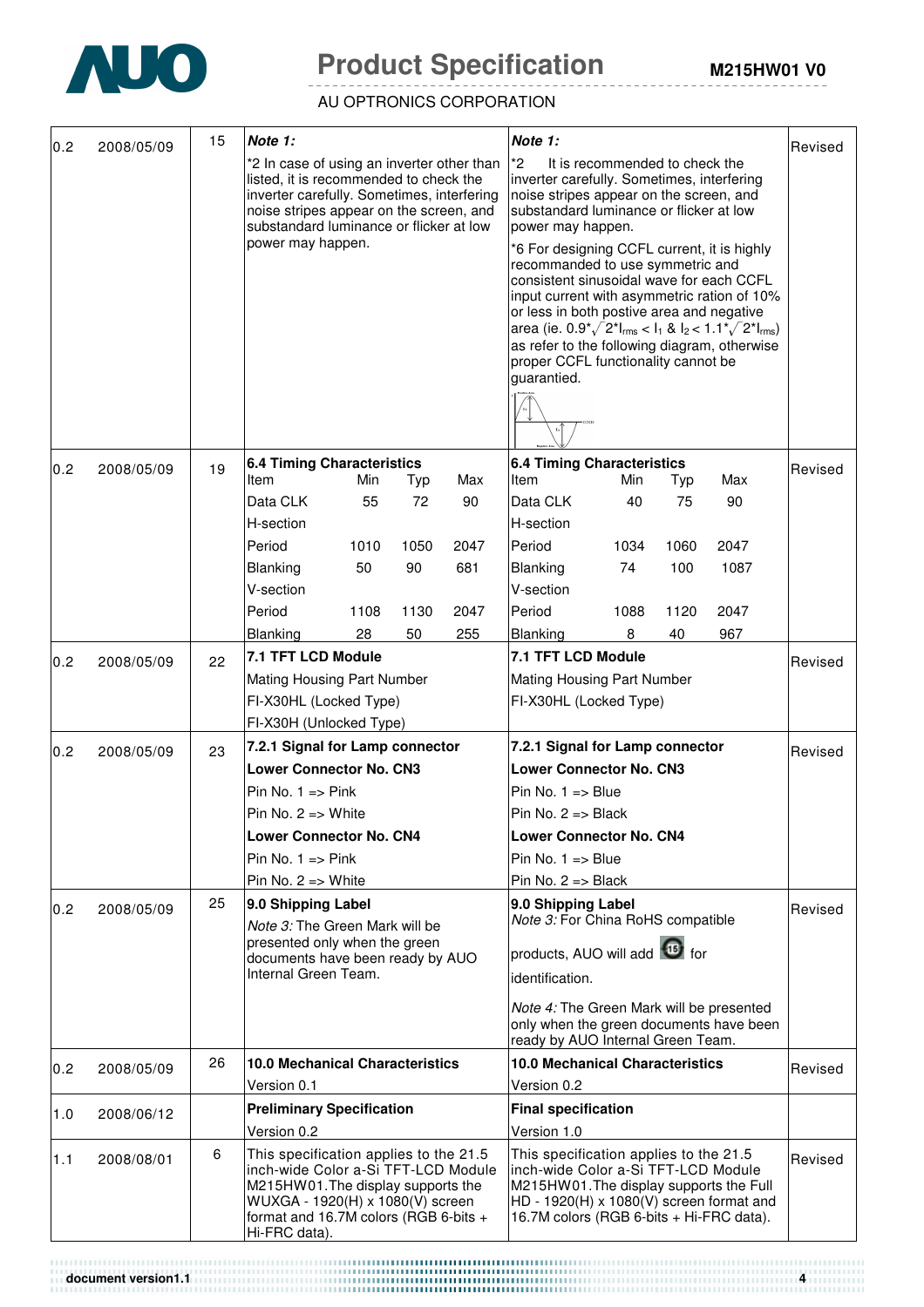| Version | Date | Page | Old Description | New Description | Remark |
|---|---|---|---|---|---|
| 0.2 | 2008/05/09 | 15 | ***Note 1:*** *2 In case of using an inverter other than listed, it is recommended to check the inverter carefully. Sometimes, interfering noise stripes appear on the screen, and substandard luminance or flicker at low power may happen. | ***Note 1:*** *2 It is recommended to check the inverter carefully. Sometimes, interfering noise stripes appear on the screen, and substandard luminance or flicker at low power may happen. *6 For designing CCFL current, it is highly recommanded to use symmetric and consistent sinusoidal wave for each CCFL input current with asymmetric ration of 10% or less in both postive area and negative area (ie. $0.9*\sqrt{2}*I_{rms} < I_1$ & $I_2 < 1.1*\sqrt{2}*I_{rms}$) as refer to the following diagram, otherwise proper CCFL functionality cannot be guarantied. | Revised |
| 0.2 | 2008/05/09 | 19 | **6.4 Timing Characteristics** Item / Min / Typ / Max; Data CLK 55 72 90; H-section: Period 1010 1050 2047; Blanking 50 90 681; V-section: Period 1108 1130 2047; Blanking 28 50 255 | **6.4 Timing Characteristics** Item / Min / Typ / Max; Data CLK 40 75 90; H-section: Period 1034 1060 2047; Blanking 74 100 1087; V-section: Period 1088 1120 2047; Blanking 8 40 967 | Revised |
| 0.2 | 2008/05/09 | 22 | **7.1 TFT LCD Module** Mating Housing Part Number FI-X30HL (Locked Type) FI-X30H (Unlocked Type) | **7.1 TFT LCD Module** Mating Housing Part Number FI-X30HL (Locked Type) | Revised |
| 0.2 | 2008/05/09 | 23 | **7.2.1 Signal for Lamp connector** **Lower Connector No. CN3** Pin No. 1 => Pink; Pin No. 2 => White **Lower Connector No. CN4** Pin No. 1 => Pink; Pin No. 2 => White | **7.2.1 Signal for Lamp connector** **Lower Connector No. CN3** Pin No. 1 => Blue; Pin No. 2 => Black **Lower Connector No. CN4** Pin No. 1 => Blue; Pin No. 2 => Black | Revised |
| 0.2 | 2008/05/09 | 25 | **9.0 Shipping Label** *Note 3:* The Green Mark will be presented only when the green documents have been ready by AUO Internal Green Team. | **9.0 Shipping Label** *Note 3:* For China RoHS compatible products, AUO will add (15) for identification. *Note 4:* The Green Mark will be presented only when the green documents have been ready by AUO Internal Green Team. | Revised |
| 0.2 | 2008/05/09 | 26 | **10.0 Mechanical Characteristics** Version 0.1 | **10.0 Mechanical Characteristics** Version 0.2 | Revised |
| 1.0 | 2008/06/12 | | **Preliminary Specification** Version 0.2 | **Final specification** Version 1.0 | |
| 1.1 | 2008/08/01 | 6 | This specification applies to the 21.5 inch-wide Color a-Si TFT-LCD Module M215HW01.The display supports the WUXGA - 1920(H) x 1080(V) screen format and 16.7M colors (RGB 6-bits + Hi-FRC data). | This specification applies to the 21.5 inch-wide Color a-Si TFT-LCD Module M215HW01.The display supports the Full HD - 1920(H) x 1080(V) screen format and 16.7M colors (RGB 6-bits + Hi-FRC data). | Revised |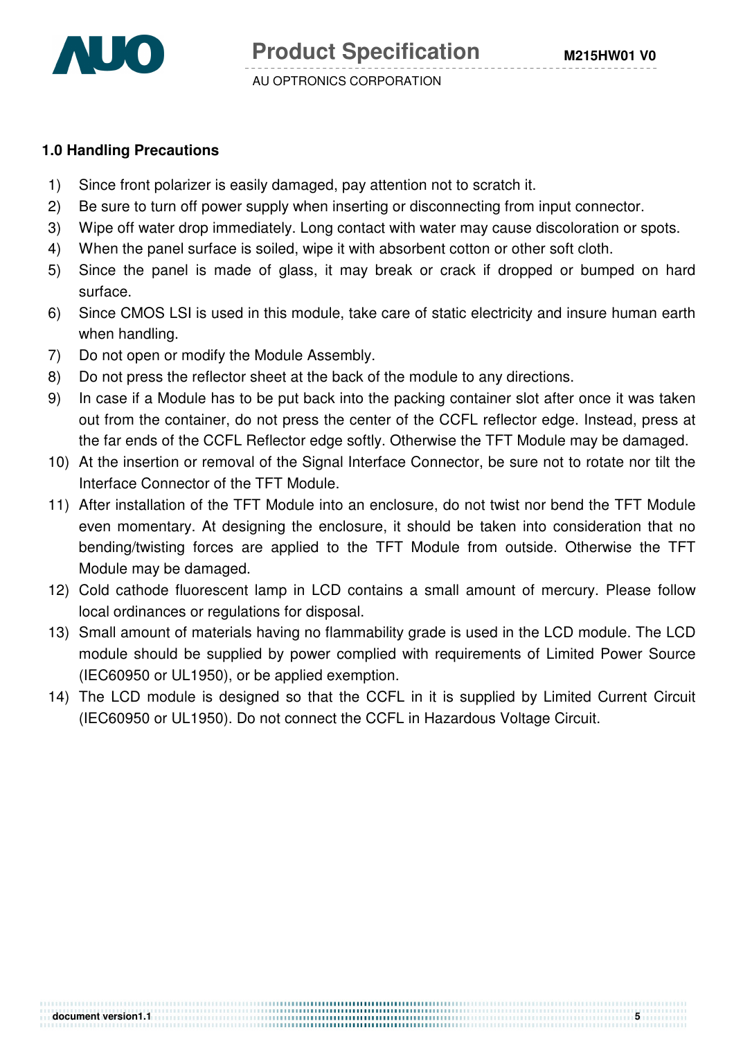## 1.0 Handling Precautions

1) Since front polarizer is easily damaged, pay attention not to scratch it.
2) Be sure to turn off power supply when inserting or disconnecting from input connector.
3) Wipe off water drop immediately. Long contact with water may cause discoloration or spots.
4) When the panel surface is soiled, wipe it with absorbent cotton or other soft cloth.
5) Since the panel is made of glass, it may break or crack if dropped or bumped on hard surface.
6) Since CMOS LSI is used in this module, take care of static electricity and insure human earth when handling.
7) Do not open or modify the Module Assembly.
8) Do not press the reflector sheet at the back of the module to any directions.
9) In case if a Module has to be put back into the packing container slot after once it was taken out from the container, do not press the center of the CCFL reflector edge. Instead, press at the far ends of the CCFL Reflector edge softly. Otherwise the TFT Module may be damaged.
10) At the insertion or removal of the Signal Interface Connector, be sure not to rotate nor tilt the Interface Connector of the TFT Module.
11) After installation of the TFT Module into an enclosure, do not twist nor bend the TFT Module even momentary. At designing the enclosure, it should be taken into consideration that no bending/twisting forces are applied to the TFT Module from outside. Otherwise the TFT Module may be damaged.
12) Cold cathode fluorescent lamp in LCD contains a small amount of mercury. Please follow local ordinances or regulations for disposal.
13) Small amount of materials having no flammability grade is used in the LCD module. The LCD module should be supplied by power complied with requirements of Limited Power Source (IEC60950 or UL1950), or be applied exemption.
14) The LCD module is designed so that the CCFL in it is supplied by Limited Current Circuit (IEC60950 or UL1950). Do not connect the CCFL in Hazardous Voltage Circuit.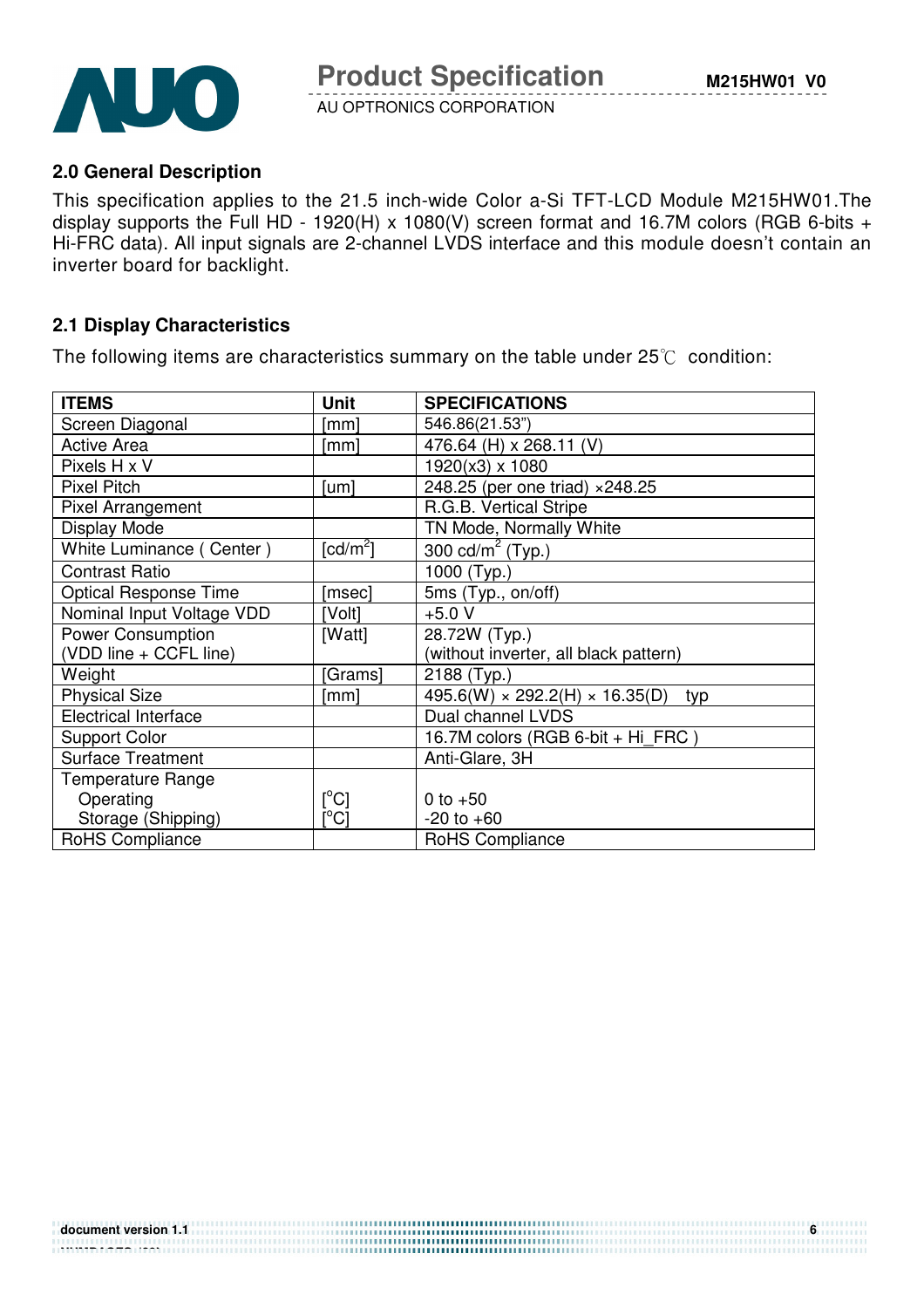## 2.0 General Description

This specification applies to the 21.5 inch-wide Color a-Si TFT-LCD Module M215HW01.The display supports the Full HD - 1920(H) x 1080(V) screen format and 16.7M colors (RGB 6-bits + Hi-FRC data). All input signals are 2-channel LVDS interface and this module doesn't contain an inverter board for backlight.

## 2.1 Display Characteristics

The following items are characteristics summary on the table under 25℃ condition:

| ITEMS | Unit | SPECIFICATIONS |
|---|---|---|
| Screen Diagonal | [mm] | 546.86(21.53") |
| Active Area | [mm] | 476.64 (H) x 268.11 (V) |
| Pixels H x V | | 1920(x3) x 1080 |
| Pixel Pitch | [um] | 248.25 (per one triad) ×248.25 |
| Pixel Arrangement | | R.G.B. Vertical Stripe |
| Display Mode | | TN Mode, Normally White |
| White Luminance ( Center ) | [cd/m$^2$] | 300 cd/m$^2$ (Typ.) |
| Contrast Ratio | | 1000 (Typ.) |
| Optical Response Time | [msec] | 5ms (Typ., on/off) |
| Nominal Input Voltage VDD | [Volt] | +5.0 V |
| Power Consumption (VDD line + CCFL line) | [Watt] | 28.72W (Typ.) (without inverter, all black pattern) |
| Weight | [Grams] | 2188 (Typ.) |
| Physical Size | [mm] | 495.6(W) × 292.2(H) × 16.35(D) typ |
| Electrical Interface | | Dual channel LVDS |
| Support Color | | 16.7M colors (RGB 6-bit + Hi_FRC ) |
| Surface Treatment | | Anti-Glare, 3H |
| Temperature Range | | |
| Operating | [°C] | 0 to +50 |
| Storage (Shipping) | [°C] | -20 to +60 |
| RoHS Compliance | | RoHS Compliance |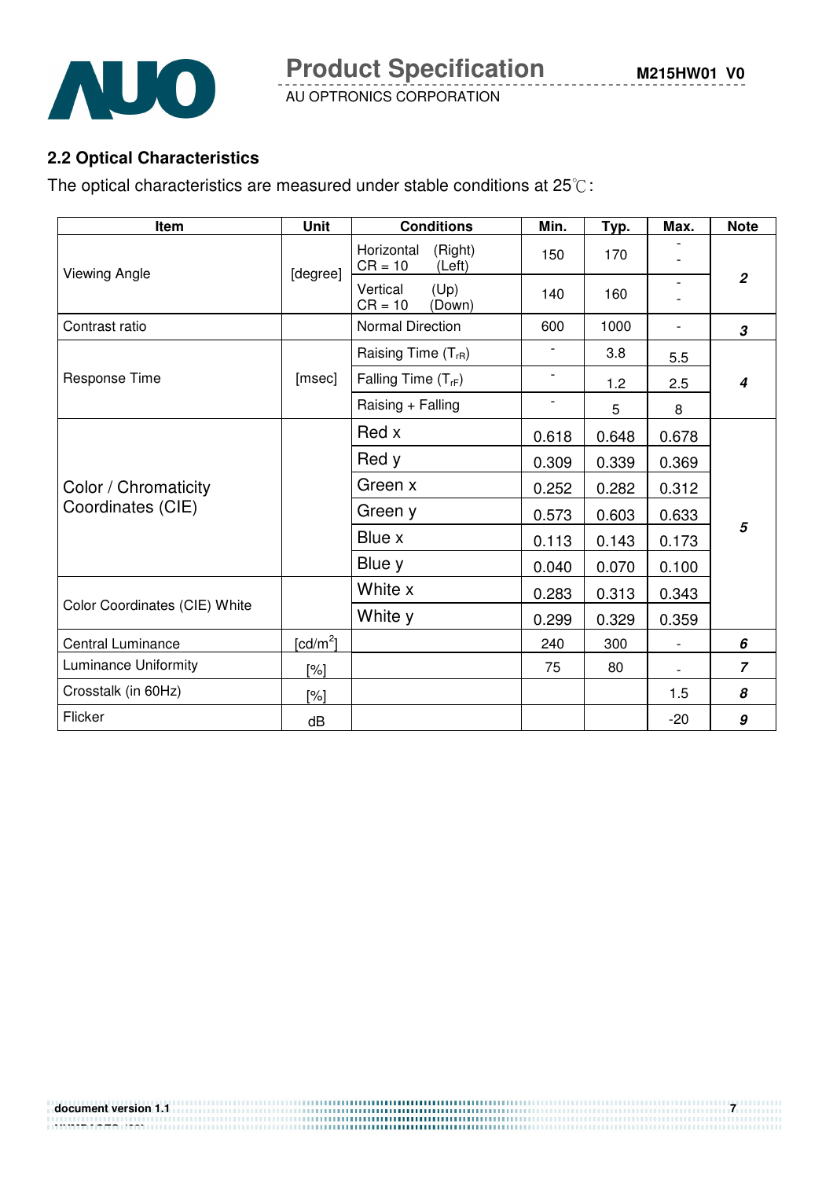## 2.2 Optical Characteristics

The optical characteristics are measured under stable conditions at 25℃:

| Item | Unit | Conditions | Min. | Typ. | Max. | Note |
|---|---|---|---|---|---|---|
| Viewing Angle | [degree] | Horizontal (Right) CR = 10 (Left) | 150 | 170 | - - | 2 |
| | | Vertical (Up) CR = 10 (Down) | 140 | 160 | - - | |
| Contrast ratio | | Normal Direction | 600 | 1000 | - | 3 |
| Response Time | [msec] | Raising Time ($T_{rR}$) | - | 3.8 | 5.5 | 4 |
| | | Falling Time ($T_{rF}$) | - | 1.2 | 2.5 | |
| | | Raising + Falling | - | 5 | 8 | |
| Color / Chromaticity Coordinates (CIE) | | Red x | 0.618 | 0.648 | 0.678 | 5 |
| | | Red y | 0.309 | 0.339 | 0.369 | |
| | | Green x | 0.252 | 0.282 | 0.312 | |
| | | Green y | 0.573 | 0.603 | 0.633 | |
| | | Blue x | 0.113 | 0.143 | 0.173 | |
| | | Blue y | 0.040 | 0.070 | 0.100 | |
| Color Coordinates (CIE) White | | White x | 0.283 | 0.313 | 0.343 | |
| | | White y | 0.299 | 0.329 | 0.359 | |
| Central Luminance | [cd/m$^2$] | | 240 | 300 | - | 6 |
| Luminance Uniformity | [%] | | 75 | 80 | - | 7 |
| Crosstalk (in 60Hz) | [%] | | | | 1.5 | 8 |
| Flicker | dB | | | | -20 | 9 |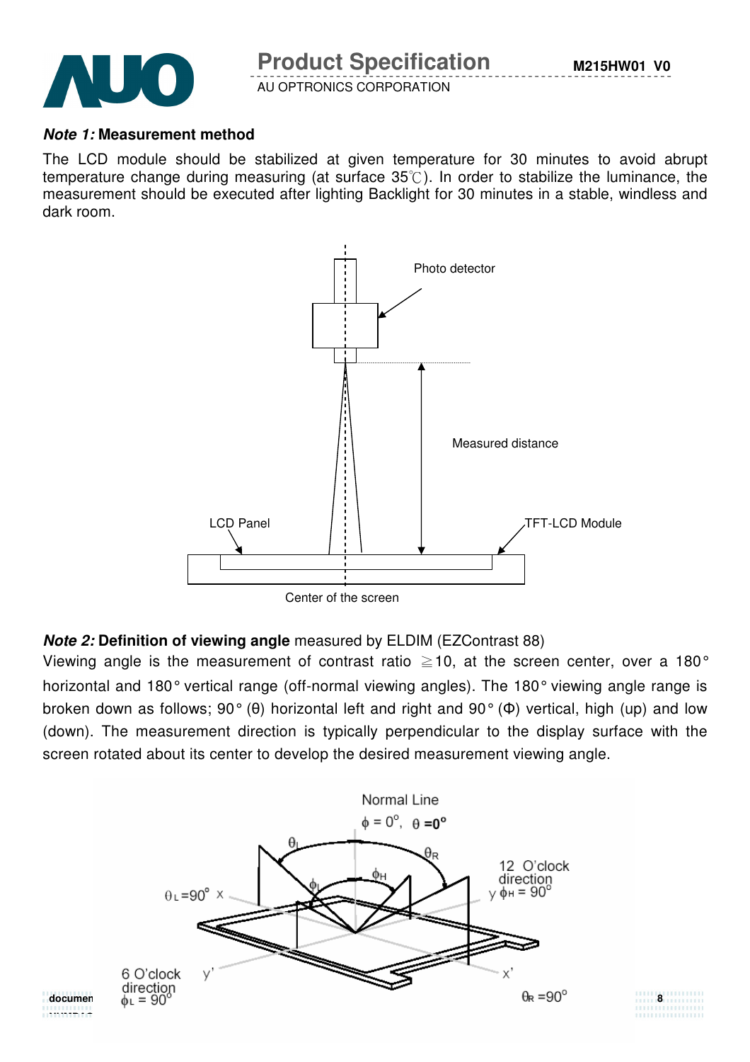***Note 1:* Measurement method**

The LCD module should be stabilized at given temperature for 30 minutes to avoid abrupt temperature change during measuring (at surface 35℃). In order to stabilize the luminance, the measurement should be executed after lighting Backlight for 30 minutes in a stable, windless and dark room.

***Note 2:* Definition of viewing angle** measured by ELDIM (EZContrast 88)

Viewing angle is the measurement of contrast ratio ≧10, at the screen center, over a 180° horizontal and 180° vertical range (off-normal viewing angles). The 180° viewing angle range is broken down as follows; 90° (θ) horizontal left and right and 90° (Φ) vertical, high (up) and low (down). The measurement direction is typically perpendicular to the display surface with the screen rotated about its center to develop the desired measurement viewing angle.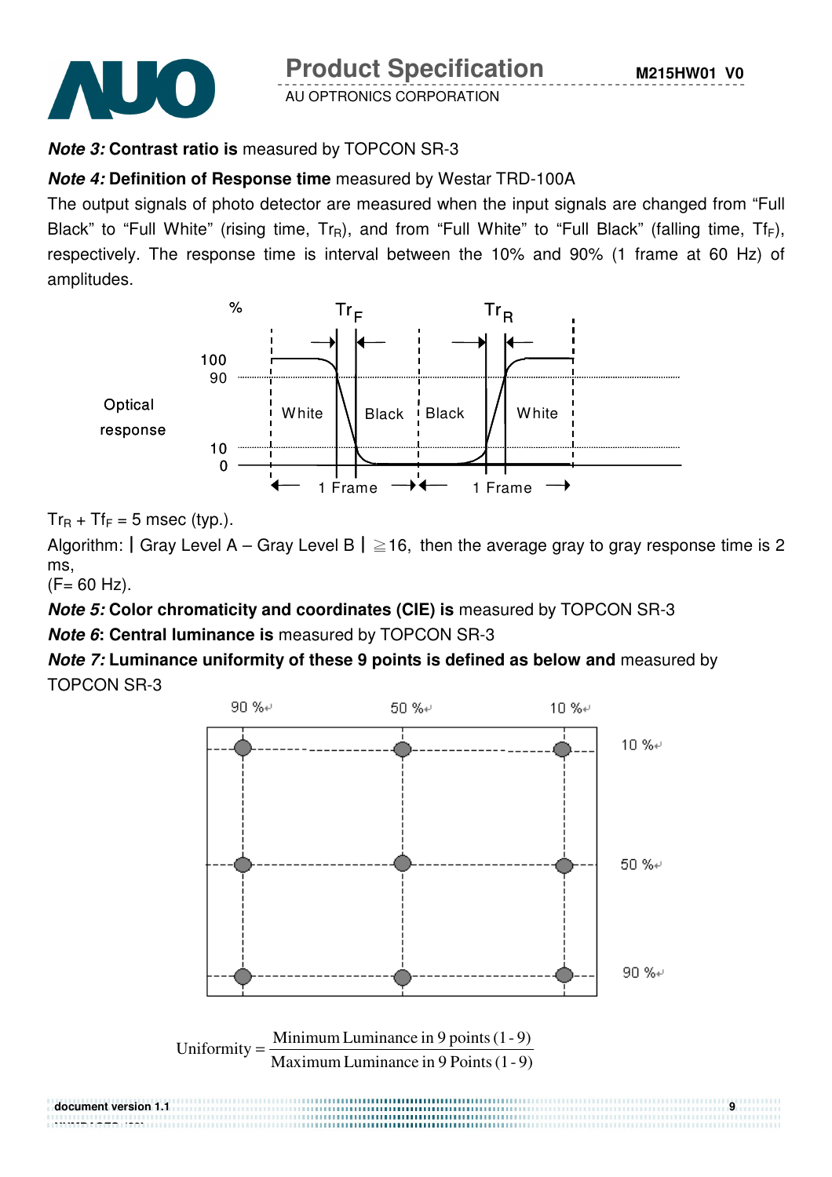***Note 3:*** **Contrast ratio is** measured by TOPCON SR-3

***Note 4:*** **Definition of Response time** measured by Westar TRD-100A

The output signals of photo detector are measured when the input signals are changed from "Full Black" to "Full White" (rising time, $Tr_R$), and from "Full White" to "Full Black" (falling time, $Tf_F$), respectively. The response time is interval between the 10% and 90% (1 frame at 60 Hz) of amplitudes.

$Tr_R + Tf_F$ = 5 msec (typ.).

Algorithm: | Gray Level A – Gray Level B | ≧16, then the average gray to gray response time is 2 ms,

(F= 60 Hz).

***Note 5:*** **Color chromaticity and coordinates (CIE) is** measured by TOPCON SR-3

***Note 6*: Central luminance is** measured by TOPCON SR-3

***Note 7:*** **Luminance uniformity of these 9 points is defined as below and** measured by TOPCON SR-3

$$\text{Uniformity} = \frac{\text{Minimum Luminance in 9 points (1 - 9)}}{\text{Maximum Luminance in 9 Points (1 - 9)}}$$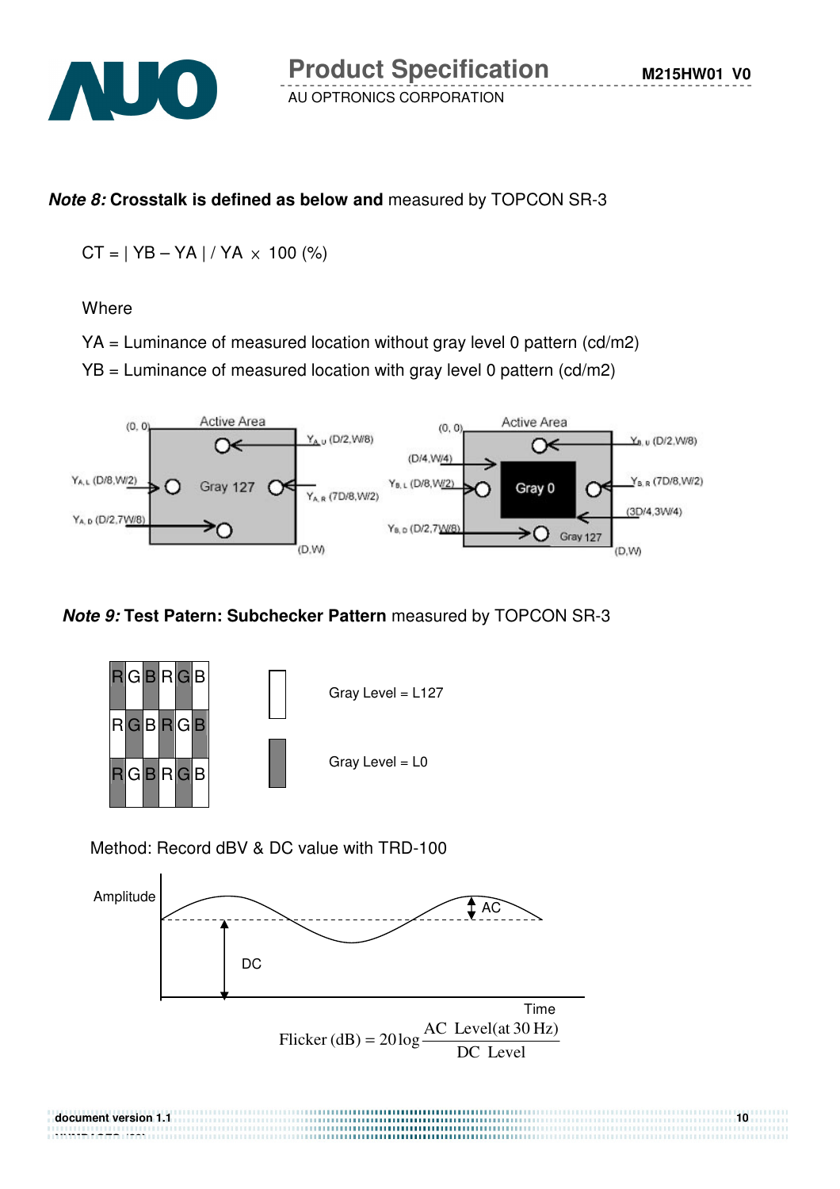***Note 8:*** **Crosstalk is defined as below and** measured by TOPCON SR-3

$$CT = | YB - YA | / YA \times 100 \ (\%)$$

Where

YA = Luminance of measured location without gray level 0 pattern (cd/m2)

YB = Luminance of measured location with gray level 0 pattern (cd/m2)

***Note 9:*** **Test Patern: Subchecker Pattern** measured by TOPCON SR-3

Gray Level = L127

Gray Level = L0

Method: Record dBV & DC value with TRD-100

$$\text{Flicker (dB)} = 20\log\frac{\text{AC Level(at 30 Hz)}}{\text{DC Level}}$$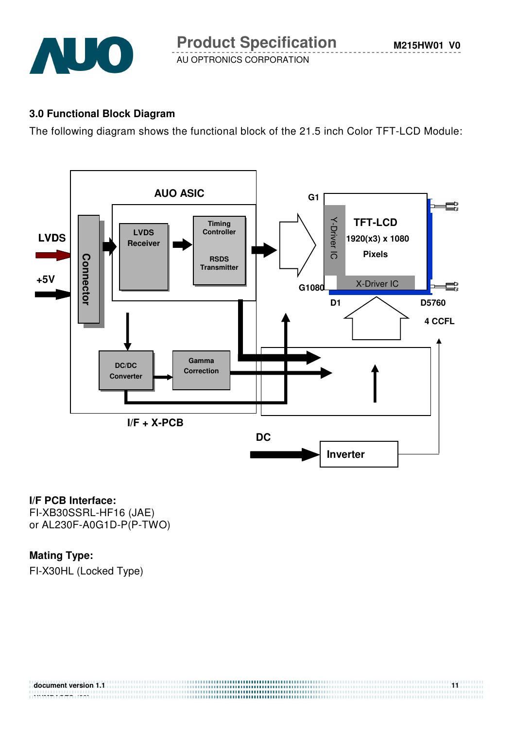### 3.0 Functional Block Diagram

The following diagram shows the functional block of the 21.5 inch Color TFT-LCD Module:

LVDS

+5V

Connector

AUO ASIC

LVDS Receiver

Timing Controller

RSDS Transmitter

DC/DC Converter

Gamma Correction

I/F + X-PCB

G1

G1080

Y-Driver IC

TFT-LCD

1920(x3) x 1080

Pixels

X-Driver IC

D1

D5760

4 CCFL

DC

Inverter

**I/F PCB Interface:**
FI-XB30SSRL-HF16 (JAE)
or AL230F-A0G1D-P(P-TWO)

**Mating Type:**

FI-X30HL (Locked Type)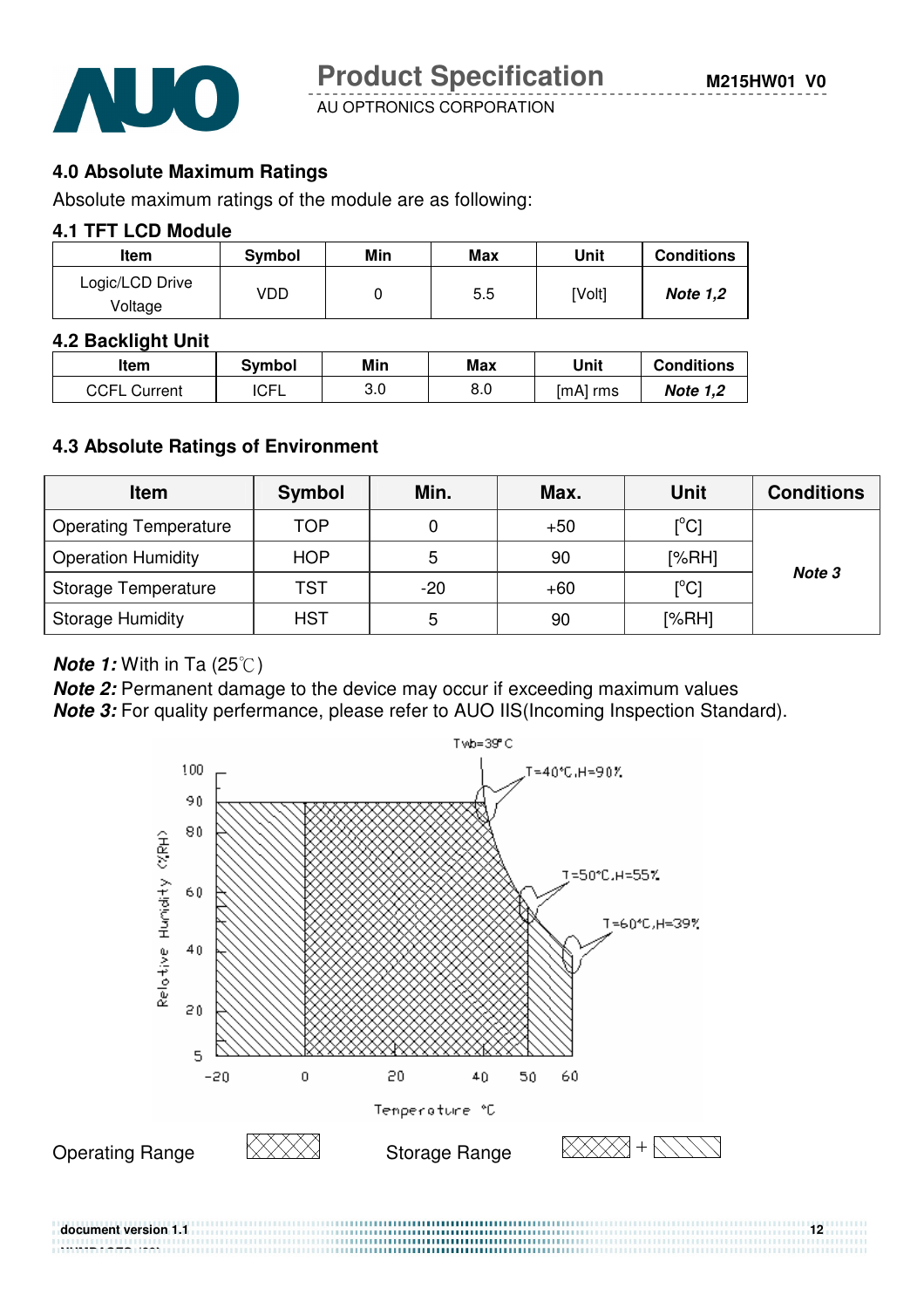## 4.0 Absolute Maximum Ratings

Absolute maximum ratings of the module are as following:

### 4.1 TFT LCD Module

| Item | Symbol | Min | Max | Unit | Conditions |
|---|---|---|---|---|---|
| Logic/LCD Drive Voltage | VDD | 0 | 5.5 | [Volt] | ***Note 1,2*** |

### 4.2 Backlight Unit

| Item | Symbol | Min | Max | Unit | Conditions |
|---|---|---|---|---|---|
| CCFL Current | ICFL | 3.0 | 8.0 | [mA] rms | ***Note 1,2*** |

### 4.3 Absolute Ratings of Environment

| Item | Symbol | Min. | Max. | Unit | Conditions |
|---|---|---|---|---|---|
| Operating Temperature | TOP | 0 | +50 | [°C] | ***Note 3*** |
| Operation Humidity | HOP | 5 | 90 | [%RH] | |
| Storage Temperature | TST | -20 | +60 | [°C] | |
| Storage Humidity | HST | 5 | 90 | [%RH] | |

***Note 1:*** With in Ta (25℃)

***Note 2:*** Permanent damage to the device may occur if exceeding maximum values

***Note 3:*** For quality perfermance, please refer to AUO IIS(Incoming Inspection Standard).

Operating Range

Storage Range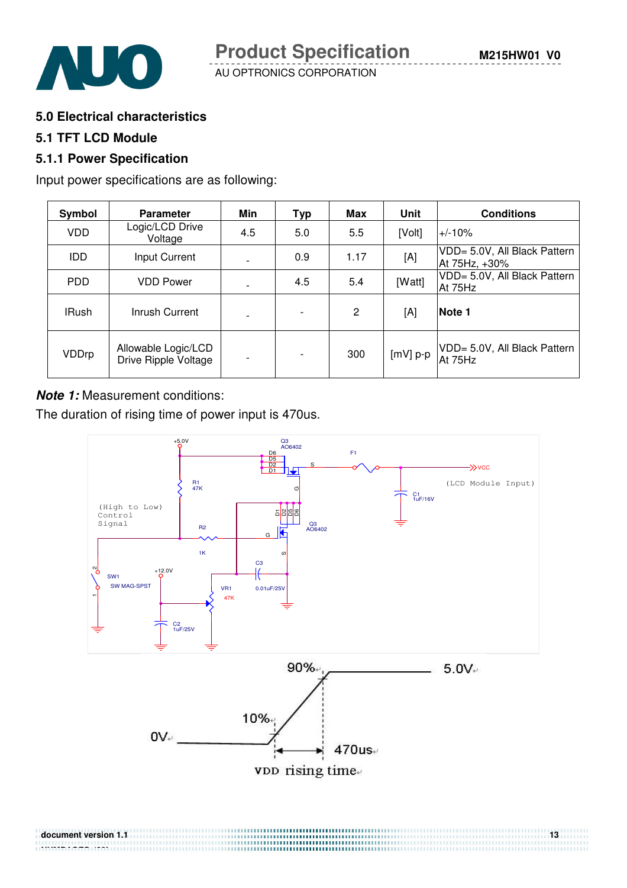## 5.0 Electrical characteristics

### 5.1 TFT LCD Module

#### 5.1.1 Power Specification

Input power specifications are as following:

| Symbol | Parameter | Min | Typ | Max | Unit | Conditions |
|---|---|---|---|---|---|---|
| VDD | Logic/LCD Drive Voltage | 4.5 | 5.0 | 5.5 | [Volt] | +/-10% |
| IDD | Input Current | - | 0.9 | 1.17 | [A] | VDD= 5.0V, All Black Pattern At 75Hz, +30% |
| PDD | VDD Power | - | 4.5 | 5.4 | [Watt] | VDD= 5.0V, All Black Pattern At 75Hz |
| IRush | Inrush Current | - | - | 2 | [A] | **Note 1** |
| VDDrp | Allowable Logic/LCD Drive Ripple Voltage | - | - | 300 | [mV] p-p | VDD= 5.0V, All Black Pattern At 75Hz |

***Note 1:*** Measurement conditions:

The duration of rising time of power input is 470us.

VDD rising time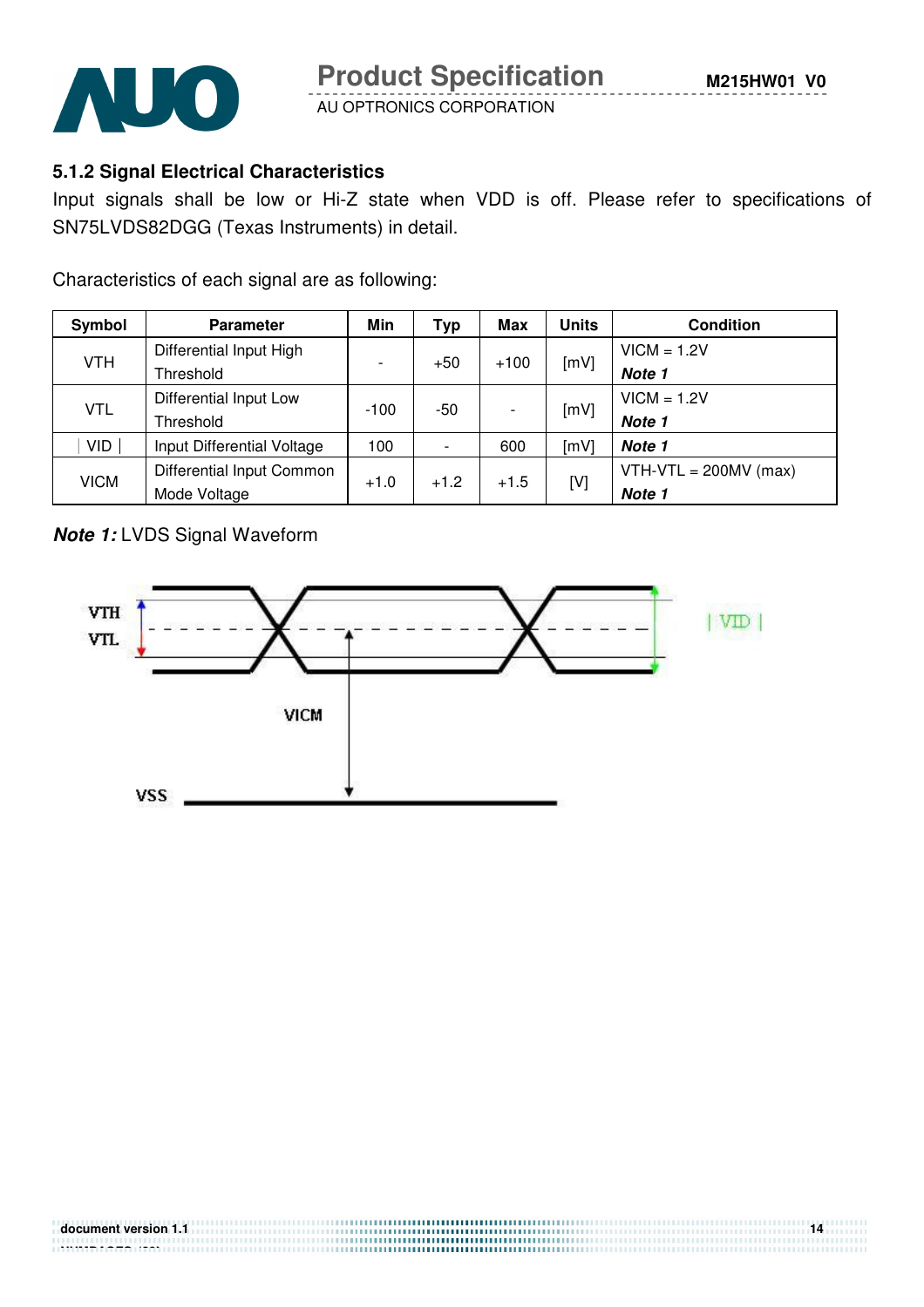### 5.1.2 Signal Electrical Characteristics

Input signals shall be low or Hi-Z state when VDD is off. Please refer to specifications of SN75LVDS82DGG (Texas Instruments) in detail.

Characteristics of each signal are as following:

| Symbol | Parameter | Min | Typ | Max | Units | Condition |
|---|---|---|---|---|---|---|
| VTH | Differential Input High Threshold | - | +50 | +100 | [mV] | VICM = 1.2V ***Note 1*** |
| VTL | Differential Input Low Threshold | -100 | -50 | - | [mV] | VICM = 1.2V ***Note 1*** |
| ∣VID∣ | Input Differential Voltage | 100 | - | 600 | [mV] | ***Note 1*** |
| VICM | Differential Input Common Mode Voltage | +1.0 | +1.2 | +1.5 | [V] | VTH-VTL = 200MV (max) ***Note 1*** |

***Note 1:*** LVDS Signal Waveform

VTH
VTL
| VID |
VICM
VSS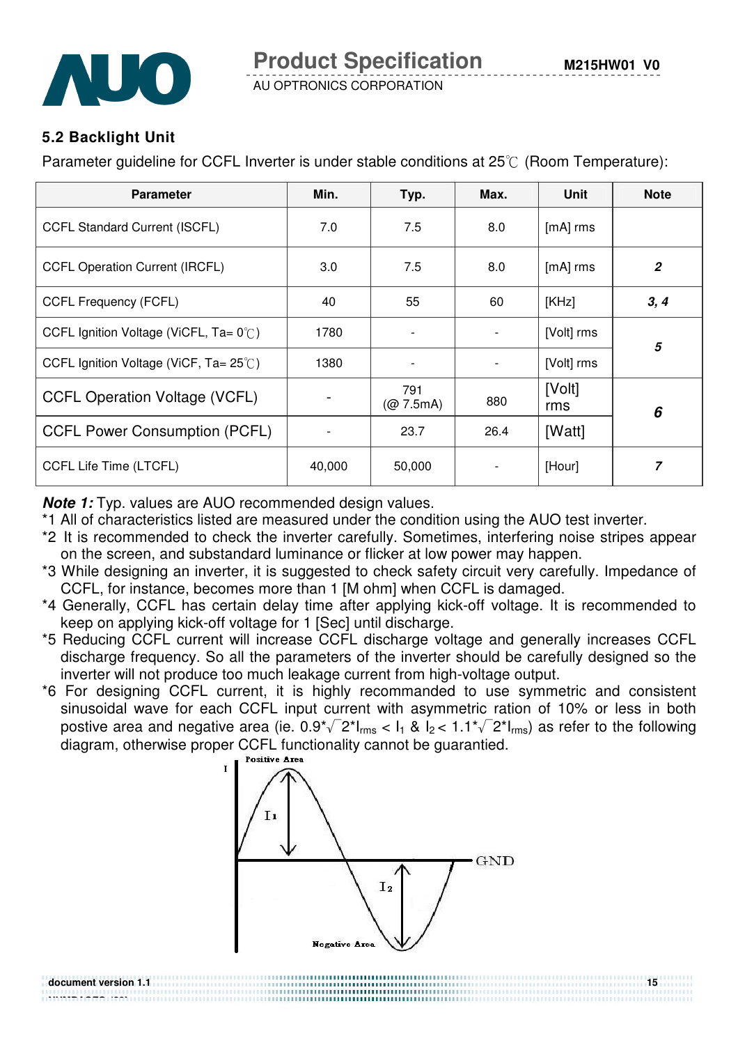### 5.2 Backlight Unit

Parameter guideline for CCFL Inverter is under stable conditions at 25℃ (Room Temperature):

| Parameter | Min. | Typ. | Max. | Unit | Note |
|---|---|---|---|---|---|
| CCFL Standard Current (ISCFL) | 7.0 | 7.5 | 8.0 | [mA] rms | |
| CCFL Operation Current (IRCFL) | 3.0 | 7.5 | 8.0 | [mA] rms | ***2*** |
| CCFL Frequency (FCFL) | 40 | 55 | 60 | [KHz] | ***3, 4*** |
| CCFL Ignition Voltage (ViCFL, Ta= 0℃) | 1780 | - | - | [Volt] rms | ***5*** |
| CCFL Ignition Voltage (ViCF, Ta= 25℃) | 1380 | - | - | [Volt] rms | |
| CCFL Operation Voltage (VCFL) | - | 791 (@ 7.5mA) | 880 | [Volt] rms | ***6*** |
| CCFL Power Consumption (PCFL) | - | 23.7 | 26.4 | [Watt] | |
| CCFL Life Time (LTCFL) | 40,000 | 50,000 | - | [Hour] | ***7*** |

***Note 1:*** Typ. values are AUO recommended design values.

*1 All of characteristics listed are measured under the condition using the AUO test inverter.

*2 It is recommended to check the inverter carefully. Sometimes, interfering noise stripes appear on the screen, and substandard luminance or flicker at low power may happen.

*3 While designing an inverter, it is suggested to check safety circuit very carefully. Impedance of CCFL, for instance, becomes more than 1 [M ohm] when CCFL is damaged.

*4 Generally, CCFL has certain delay time after applying kick-off voltage. It is recommended to keep on applying kick-off voltage for 1 [Sec] until discharge.

*5 Reducing CCFL current will increase CCFL discharge voltage and generally increases CCFL discharge frequency. So all the parameters of the inverter should be carefully designed so the inverter will not produce too much leakage current from high-voltage output.

*6 For designing CCFL current, it is highly recommanded to use symmetric and consistent sinusoidal wave for each CCFL input current with asymmetric ration of 10% or less in both postive area and negative area (ie. $0.9 * \sqrt{2} * I_{rms} < I_1$ & $I_2 < 1.1 * \sqrt{2} * I_{rms}$) as refer to the following diagram, otherwise proper CCFL functionality cannot be guarantied.

I — Positive Area — $I_1$ — GND — $I_2$ — Negative Area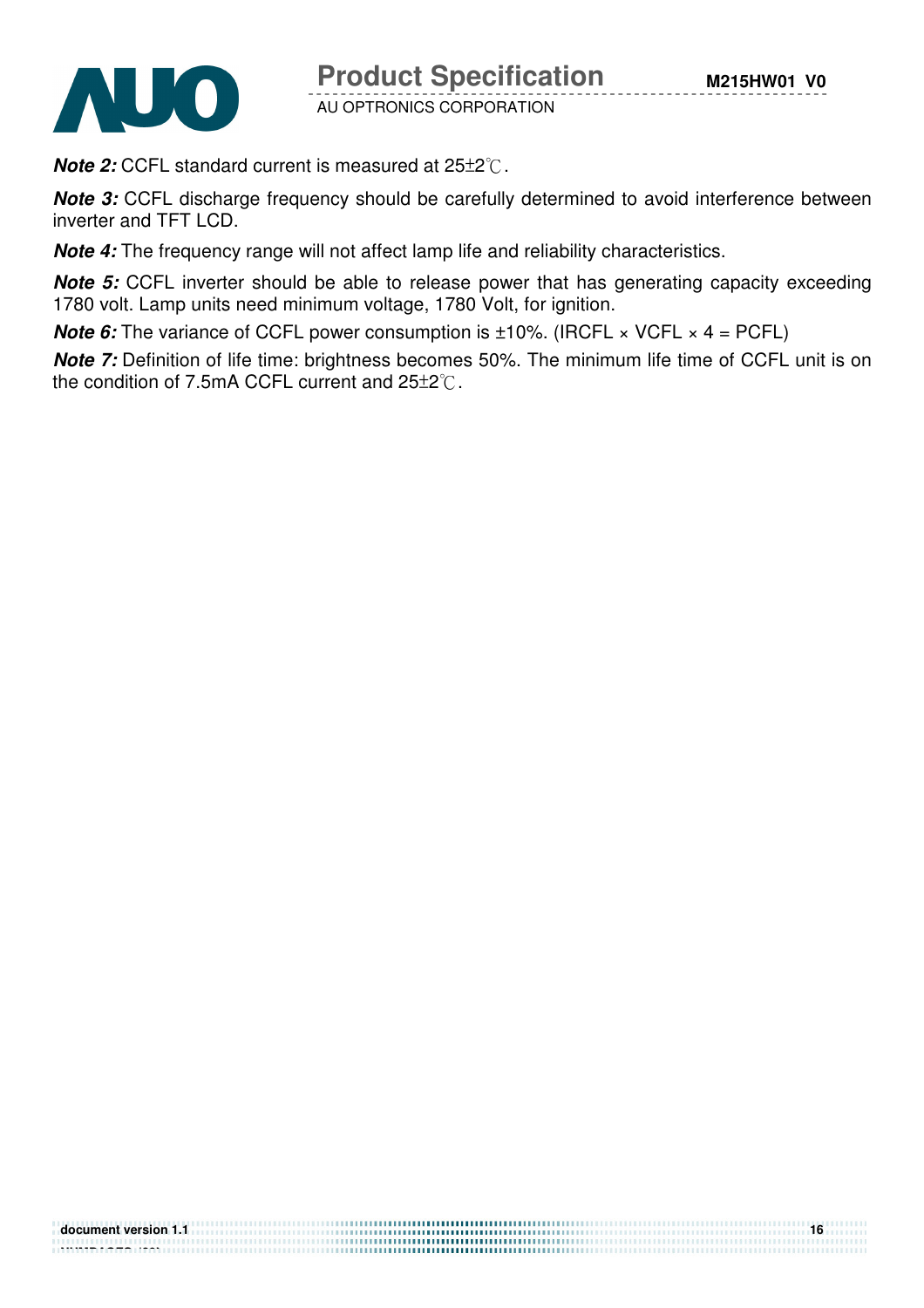***Note 2:*** CCFL standard current is measured at 25±2℃.

***Note 3:*** CCFL discharge frequency should be carefully determined to avoid interference between inverter and TFT LCD.

***Note 4:*** The frequency range will not affect lamp life and reliability characteristics.

***Note 5:*** CCFL inverter should be able to release power that has generating capacity exceeding 1780 volt. Lamp units need minimum voltage, 1780 Volt, for ignition.

***Note 6:*** The variance of CCFL power consumption is ±10%. (IRCFL × VCFL × 4 = PCFL)

***Note 7:*** Definition of life time: brightness becomes 50%. The minimum life time of CCFL unit is on the condition of 7.5mA CCFL current and 25±2℃.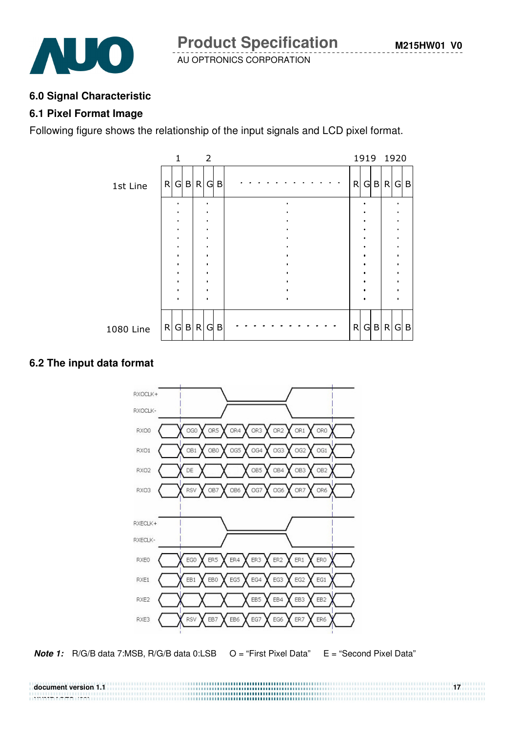## 6.0 Signal Characteristic

### 6.1 Pixel Format Image

Following figure shows the relationship of the input signals and LCD pixel format.

| | 1 | | | 2 | | | | 1919 | | | 1920 | | |
|---|---|---|---|---|---|---|---|---|---|---|---|---|---|
| 1st Line | R | G | B | R | G | B | . . . . . . . . . . . . . | R | G | B | R | G | B |
| | . | | | . | | | . | . | | | . | | |
| 1080 Line | R | G | B | R | G | B | . . . . . . . . . . . . . | R | G | B | R | G | B |

### 6.2 The input data format

| Signal | | | | | | | | |
|---|---|---|---|---|---|---|---|---|
| RXOCLK+ / RXOCLK- | | | | | | | | |
| RXO0 | | OG0 | OR5 | OR4 | OR3 | OR2 | OR1 | OR0 |
| RXO1 | | OB1 | OB0 | OG5 | OG4 | OG3 | OG2 | OG1 |
| RXO2 | | DE | | | OB5 | OB4 | OB3 | OB2 |
| RXO3 | | RSV | OB7 | OB6 | OG7 | OG6 | OR7 | OR6 |
| RXECLK+ / RXECLK- | | | | | | | | |
| RXE0 | | EG0 | ER5 | ER4 | ER3 | ER2 | ER1 | ER0 |
| RXE1 | | EB1 | EB0 | EG5 | EG4 | EG3 | EG2 | EG1 |
| RXE2 | | | | | EB5 | EB4 | EB3 | EB2 |
| RXE3 | | RSV | EB7 | EB6 | EG7 | EG6 | ER7 | ER6 |

***Note 1:*** R/G/B data 7:MSB, R/G/B data 0:LSB O = "First Pixel Data" E = "Second Pixel Data"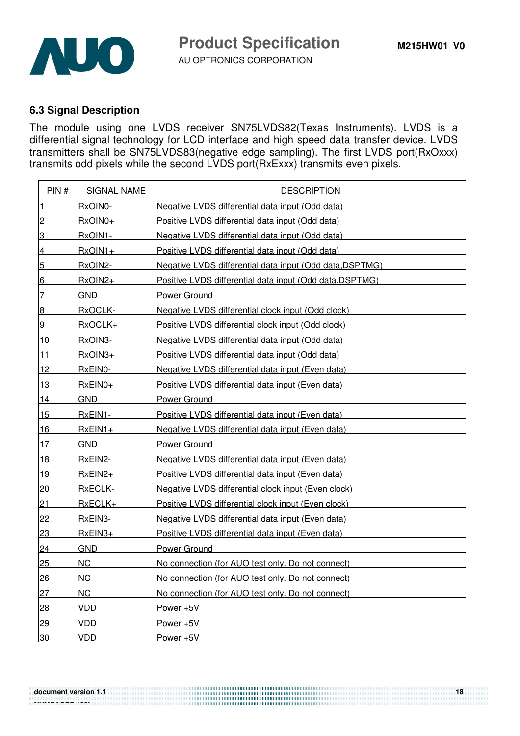### 6.3 Signal Description

The module using one LVDS receiver SN75LVDS82(Texas Instruments). LVDS is a differential signal technology for LCD interface and high speed data transfer device. LVDS transmitters shall be SN75LVDS83(negative edge sampling). The first LVDS port(RxOxxx) transmits odd pixels while the second LVDS port(RxExxx) transmits even pixels.

| PIN # | SIGNAL NAME | DESCRIPTION |
|---|---|---|
| 1 | RxOIN0- | Negative LVDS differential data input (Odd data) |
| 2 | RxOIN0+ | Positive LVDS differential data input (Odd data) |
| 3 | RxOIN1- | Negative LVDS differential data input (Odd data) |
| 4 | RxOIN1+ | Positive LVDS differential data input (Odd data) |
| 5 | RxOIN2- | Negative LVDS differential data input (Odd data,DSPTMG) |
| 6 | RxOIN2+ | Positive LVDS differential data input (Odd data,DSPTMG) |
| 7 | GND | Power Ground |
| 8 | RxOCLK- | Negative LVDS differential clock input (Odd clock) |
| 9 | RxOCLK+ | Positive LVDS differential clock input (Odd clock) |
| 10 | RxOIN3- | Negative LVDS differential data input (Odd data) |
| 11 | RxOIN3+ | Positive LVDS differential data input (Odd data) |
| 12 | RxEIN0- | Negative LVDS differential data input (Even data) |
| 13 | RxEIN0+ | Positive LVDS differential data input (Even data) |
| 14 | GND | Power Ground |
| 15 | RxEIN1- | Positive LVDS differential data input (Even data) |
| 16 | RxEIN1+ | Negative LVDS differential data input (Even data) |
| 17 | GND | Power Ground |
| 18 | RxEIN2- | Negative LVDS differential data input (Even data) |
| 19 | RxEIN2+ | Positive LVDS differential data input (Even data) |
| 20 | RxECLK- | Negative LVDS differential clock input (Even clock) |
| 21 | RxECLK+ | Positive LVDS differential clock input (Even clock) |
| 22 | RxEIN3- | Negative LVDS differential data input (Even data) |
| 23 | RxEIN3+ | Positive LVDS differential data input (Even data) |
| 24 | GND | Power Ground |
| 25 | NC | No connection (for AUO test only. Do not connect) |
| 26 | NC | No connection (for AUO test only. Do not connect) |
| 27 | NC | No connection (for AUO test only. Do not connect) |
| 28 | VDD | Power +5V |
| 29 | VDD | Power +5V |
| 30 | VDD | Power +5V |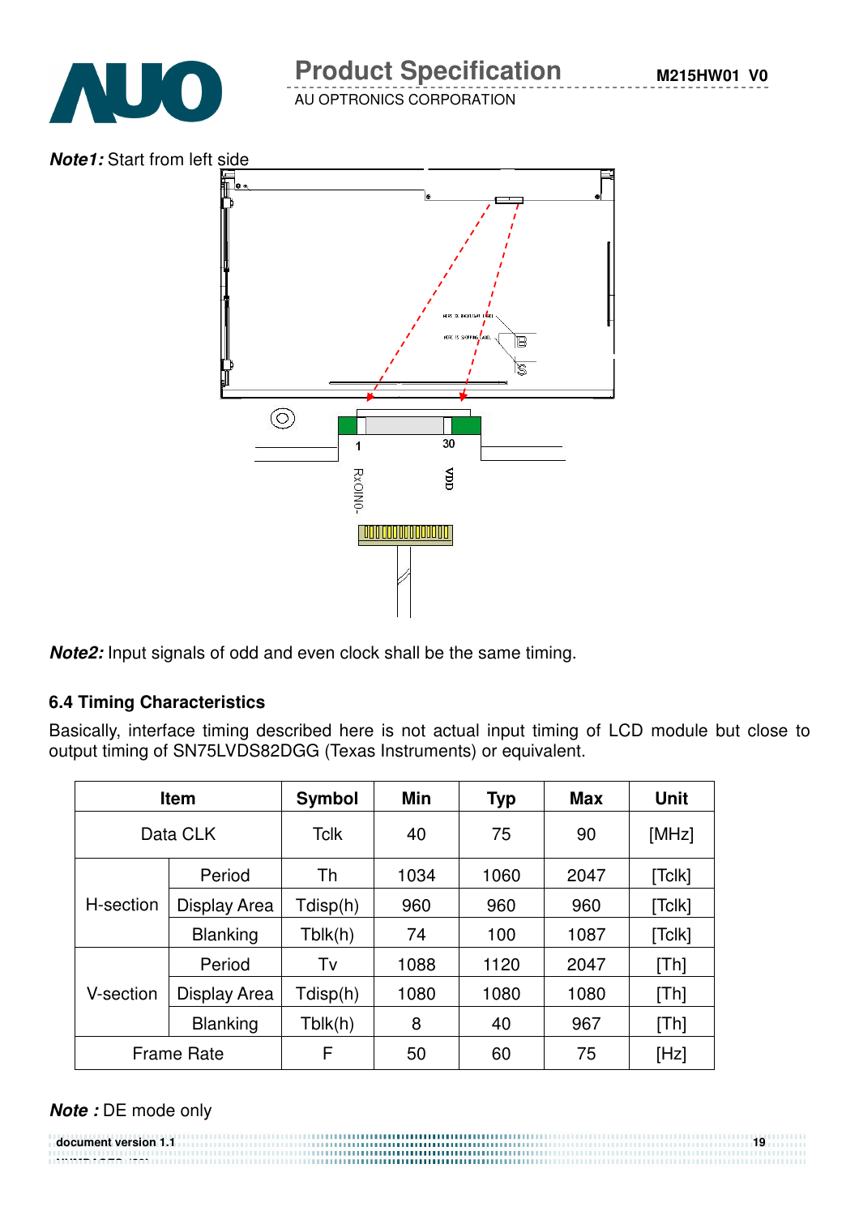***Note1:*** Start from left side

1 30

RxOIN0- VDD

***Note2:*** Input signals of odd and even clock shall be the same timing.

### 6.4 Timing Characteristics

Basically, interface timing described here is not actual input timing of LCD module but close to output timing of SN75LVDS82DGG (Texas Instruments) or equivalent.

| Item | | Symbol | Min | Typ | Max | Unit |
|---|---|---|---|---|---|---|
| Data CLK | | Tclk | 40 | 75 | 90 | [MHz] |
| H-section | Period | Th | 1034 | 1060 | 2047 | [Tclk] |
| | Display Area | Tdisp(h) | 960 | 960 | 960 | [Tclk] |
| | Blanking | Tblk(h) | 74 | 100 | 1087 | [Tclk] |
| V-section | Period | Tv | 1088 | 1120 | 2047 | [Th] |
| | Display Area | Tdisp(h) | 1080 | 1080 | 1080 | [Th] |
| | Blanking | Tblk(h) | 8 | 40 | 967 | [Th] |
| Frame Rate | | F | 50 | 60 | 75 | [Hz] |

***Note :*** DE mode only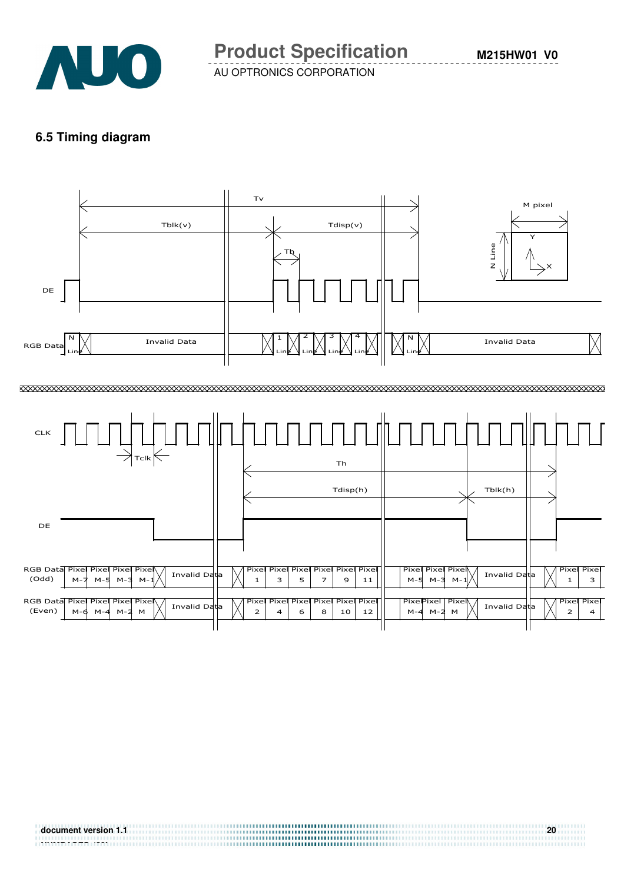### 6.5 Timing diagram

Tv

Tblk(v)

Tdisp(v)

Th

M pixel

N Line

Y

X

DE

RGB Data

N Line

Invalid Data

1 Line

2 Line

3 Line

4 Line

N Line

Invalid Data

CLK

Tclk

Th

Tdisp(h)

Tblk(h)

DE

RGB Data (Odd) | Pixel M-7 | Pixel M-5 | Pixel M-3 | Pixel M-1 | Invalid Data | Pixel 1 | Pixel 3 | Pixel 5 | Pixel 7 | Pixel 9 | Pixel 11 | Pixel M-5 | Pixel M-3 | Pixel M-1 | Invalid Data | Pixel 1 | Pixel 3

RGB Data (Even) | Pixel M-6 | Pixel M-4 | Pixel M-2 | Pixel M | Invalid Data | Pixel 2 | Pixel 4 | Pixel 6 | Pixel 8 | Pixel 10 | Pixel 12 | Pixel M-4 | Pixel M-2 | Pixel M | Invalid Data | Pixel 2 | Pixel 4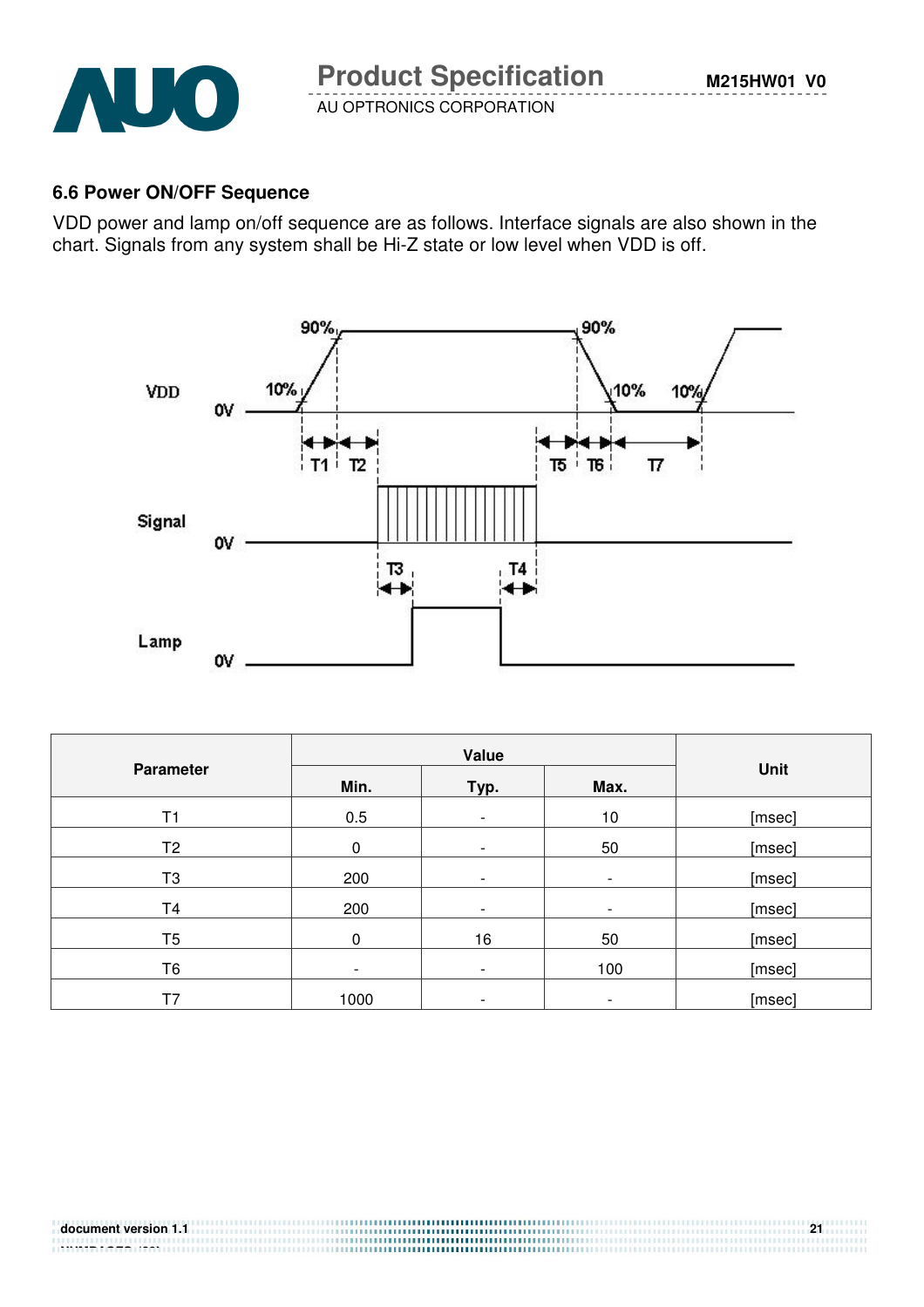### 6.6 Power ON/OFF Sequence

VDD power and lamp on/off sequence are as follows. Interface signals are also shown in the chart. Signals from any system shall be Hi-Z state or low level when VDD is off.

| Parameter | Value | | | Unit |
|---|---|---|---|---|
| | Min. | Typ. | Max. | |
| T1 | 0.5 | - | 10 | [msec] |
| T2 | 0 | - | 50 | [msec] |
| T3 | 200 | - | - | [msec] |
| T4 | 200 | - | - | [msec] |
| T5 | 0 | 16 | 50 | [msec] |
| T6 | - | - | 100 | [msec] |
| T7 | 1000 | - | - | [msec] |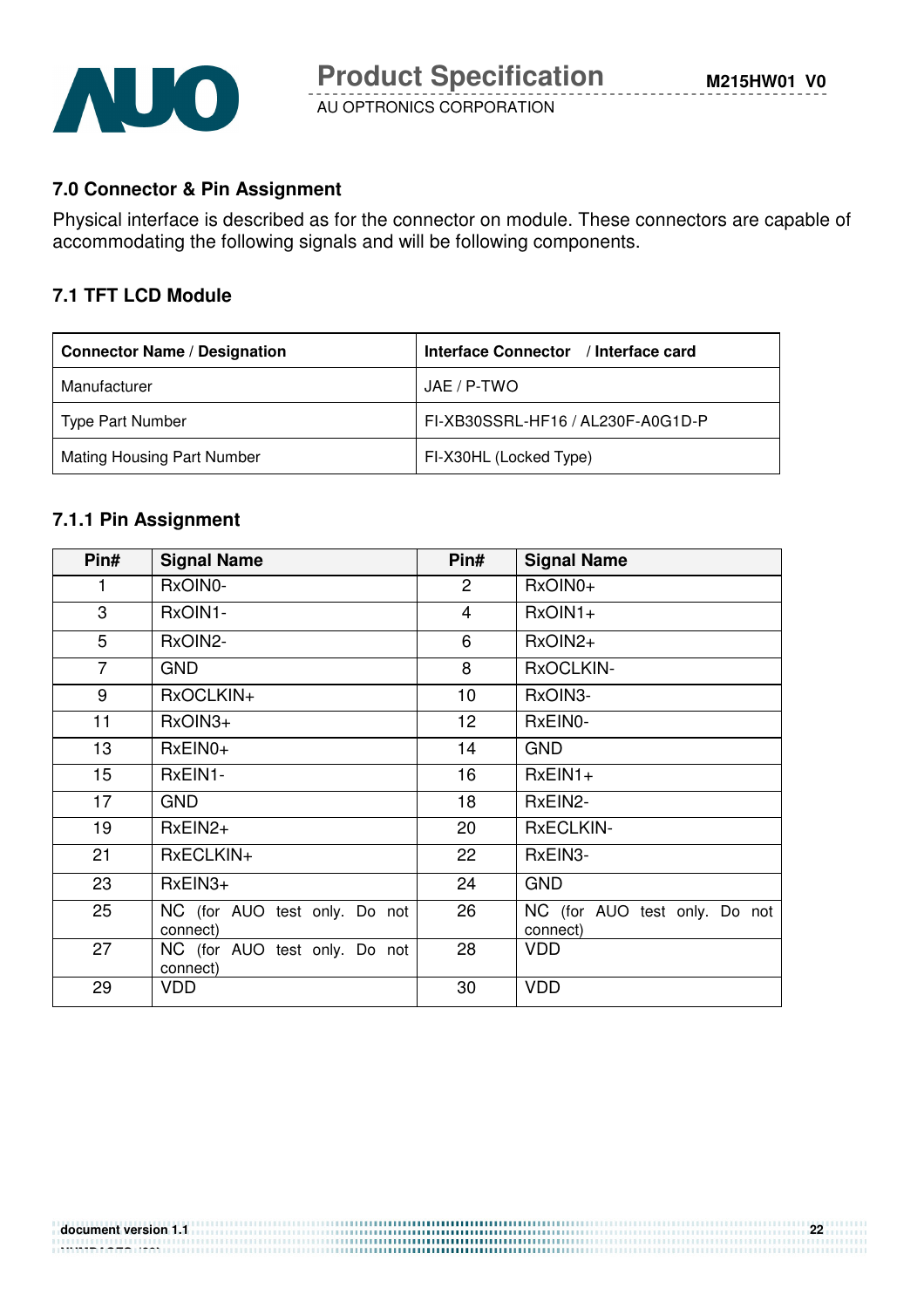## 7.0 Connector & Pin Assignment

Physical interface is described as for the connector on module. These connectors are capable of accommodating the following signals and will be following components.

### 7.1 TFT LCD Module

| Connector Name / Designation | Interface Connector / Interface card |
|---|---|
| Manufacturer | JAE / P-TWO |
| Type Part Number | FI-XB30SSRL-HF16 / AL230F-A0G1D-P |
| Mating Housing Part Number | FI-X30HL (Locked Type) |

### 7.1.1 Pin Assignment

| Pin# | Signal Name | Pin# | Signal Name |
|---|---|---|---|
| 1 | RxOIN0- | 2 | RxOIN0+ |
| 3 | RxOIN1- | 4 | RxOIN1+ |
| 5 | RxOIN2- | 6 | RxOIN2+ |
| 7 | GND | 8 | RxOCLKIN- |
| 9 | RxOCLKIN+ | 10 | RxOIN3- |
| 11 | RxOIN3+ | 12 | RxEIN0- |
| 13 | RxEIN0+ | 14 | GND |
| 15 | RxEIN1- | 16 | RxEIN1+ |
| 17 | GND | 18 | RxEIN2- |
| 19 | RxEIN2+ | 20 | RxECLKIN- |
| 21 | RxECLKIN+ | 22 | RxEIN3- |
| 23 | RxEIN3+ | 24 | GND |
| 25 | NC (for AUO test only. Do not connect) | 26 | NC (for AUO test only. Do not connect) |
| 27 | NC (for AUO test only. Do not connect) | 28 | VDD |
| 29 | VDD | 30 | VDD |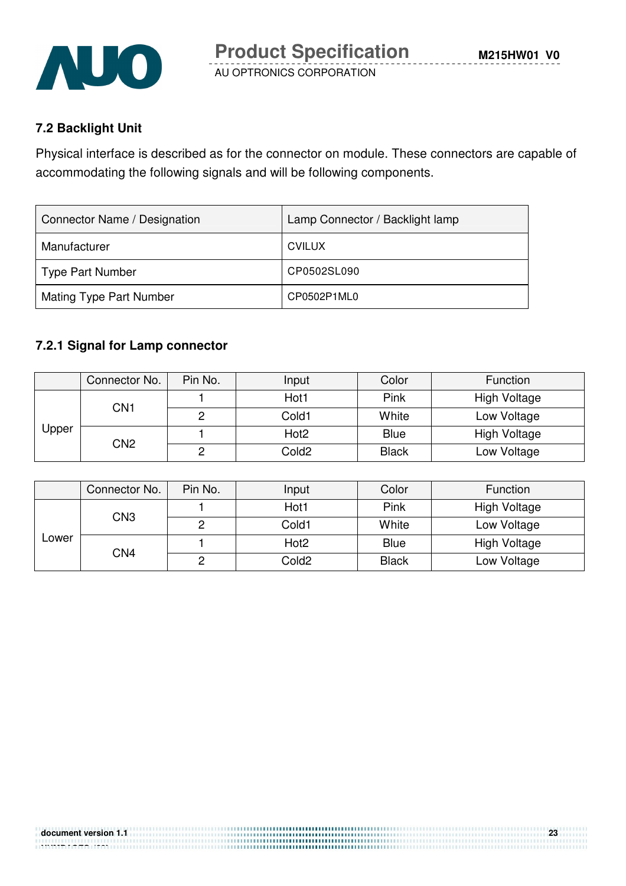## 7.2 Backlight Unit

Physical interface is described as for the connector on module. These connectors are capable of accommodating the following signals and will be following components.

| Connector Name / Designation | Lamp Connector / Backlight lamp |
|---|---|
| Manufacturer | CVILUX |
| Type Part Number | CP0502SL090 |
| Mating Type Part Number | CP0502P1ML0 |

### 7.2.1 Signal for Lamp connector

| | Connector No. | Pin No. | Input | Color | Function |
|---|---|---|---|---|---|
| Upper | CN1 | 1 | Hot1 | Pink | High Voltage |
| | | 2 | Cold1 | White | Low Voltage |
| | CN2 | 1 | Hot2 | Blue | High Voltage |
| | | 2 | Cold2 | Black | Low Voltage |

| | Connector No. | Pin No. | Input | Color | Function |
|---|---|---|---|---|---|
| Lower | CN3 | 1 | Hot1 | Pink | High Voltage |
| | | 2 | Cold1 | White | Low Voltage |
| | CN4 | 1 | Hot2 | Blue | High Voltage |
| | | 2 | Cold2 | Black | Low Voltage |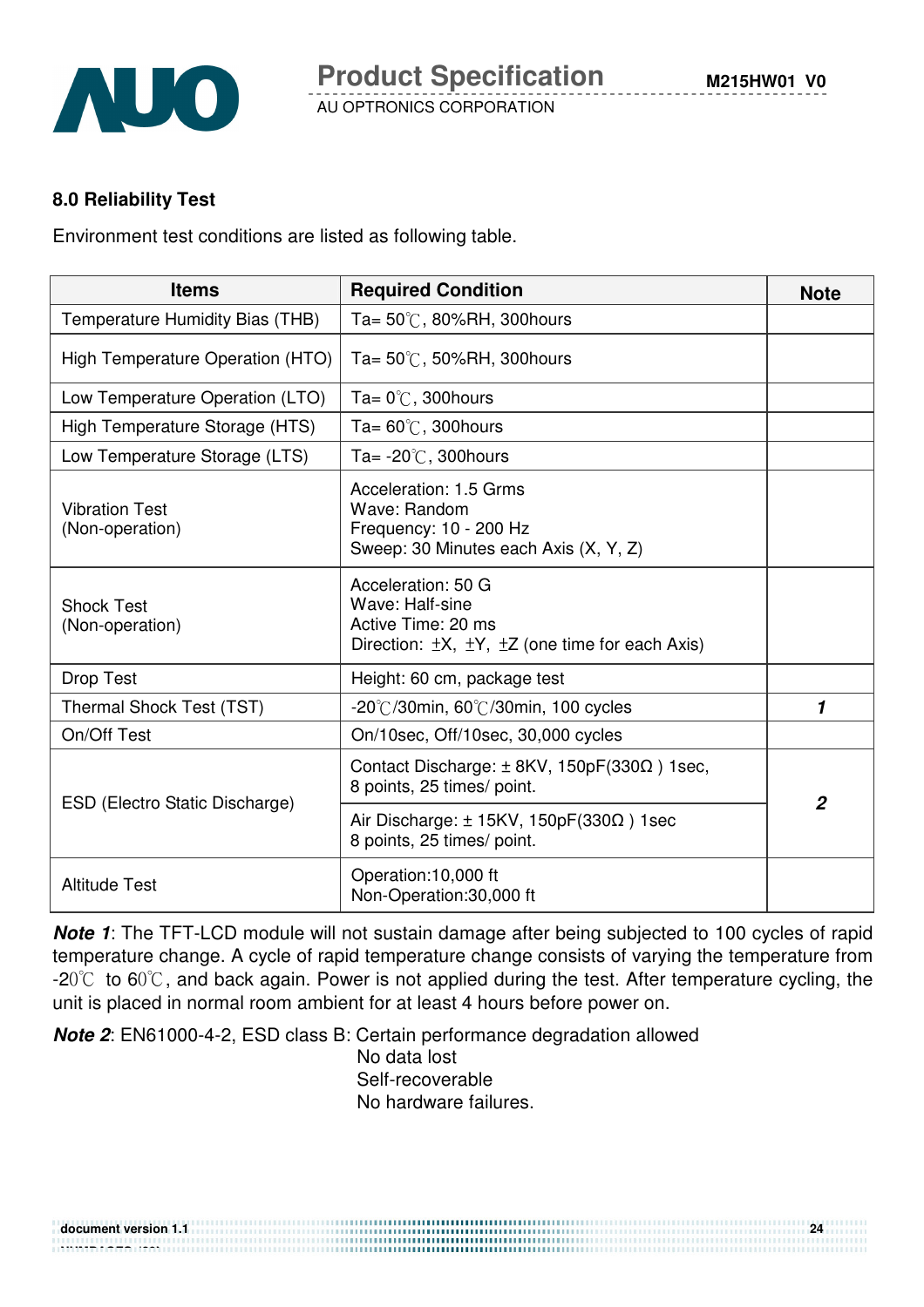## 8.0 Reliability Test

Environment test conditions are listed as following table.

| Items | Required Condition | Note |
|---|---|---|
| Temperature Humidity Bias (THB) | Ta= 50℃, 80%RH, 300hours | |
| High Temperature Operation (HTO) | Ta= 50℃, 50%RH, 300hours | |
| Low Temperature Operation (LTO) | Ta= 0℃, 300hours | |
| High Temperature Storage (HTS) | Ta= 60℃, 300hours | |
| Low Temperature Storage (LTS) | Ta= -20℃, 300hours | |
| Vibration Test (Non-operation) | Acceleration: 1.5 Grms<br>Wave: Random<br>Frequency: 10 - 200 Hz<br>Sweep: 30 Minutes each Axis (X, Y, Z) | |
| Shock Test (Non-operation) | Acceleration: 50 G<br>Wave: Half-sine<br>Active Time: 20 ms<br>Direction: ±X, ±Y, ±Z (one time for each Axis) | |
| Drop Test | Height: 60 cm, package test | |
| Thermal Shock Test (TST) | -20℃/30min, 60℃/30min, 100 cycles | ***1*** |
| On/Off Test | On/10sec, Off/10sec, 30,000 cycles | |
| ESD (Electro Static Discharge) | Contact Discharge: ± 8KV, 150pF(330Ω ) 1sec, 8 points, 25 times/ point. | ***2*** |
| | Air Discharge: ± 15KV, 150pF(330Ω ) 1sec 8 points, 25 times/ point. | |
| Altitude Test | Operation:10,000 ft<br>Non-Operation:30,000 ft | |

***Note 1***: The TFT-LCD module will not sustain damage after being subjected to 100 cycles of rapid temperature change. A cycle of rapid temperature change consists of varying the temperature from -20℃ to 60℃, and back again. Power is not applied during the test. After temperature cycling, the unit is placed in normal room ambient for at least 4 hours before power on.

***Note 2***: EN61000-4-2, ESD class B: Certain performance degradation allowed
No data lost
Self-recoverable
No hardware failures.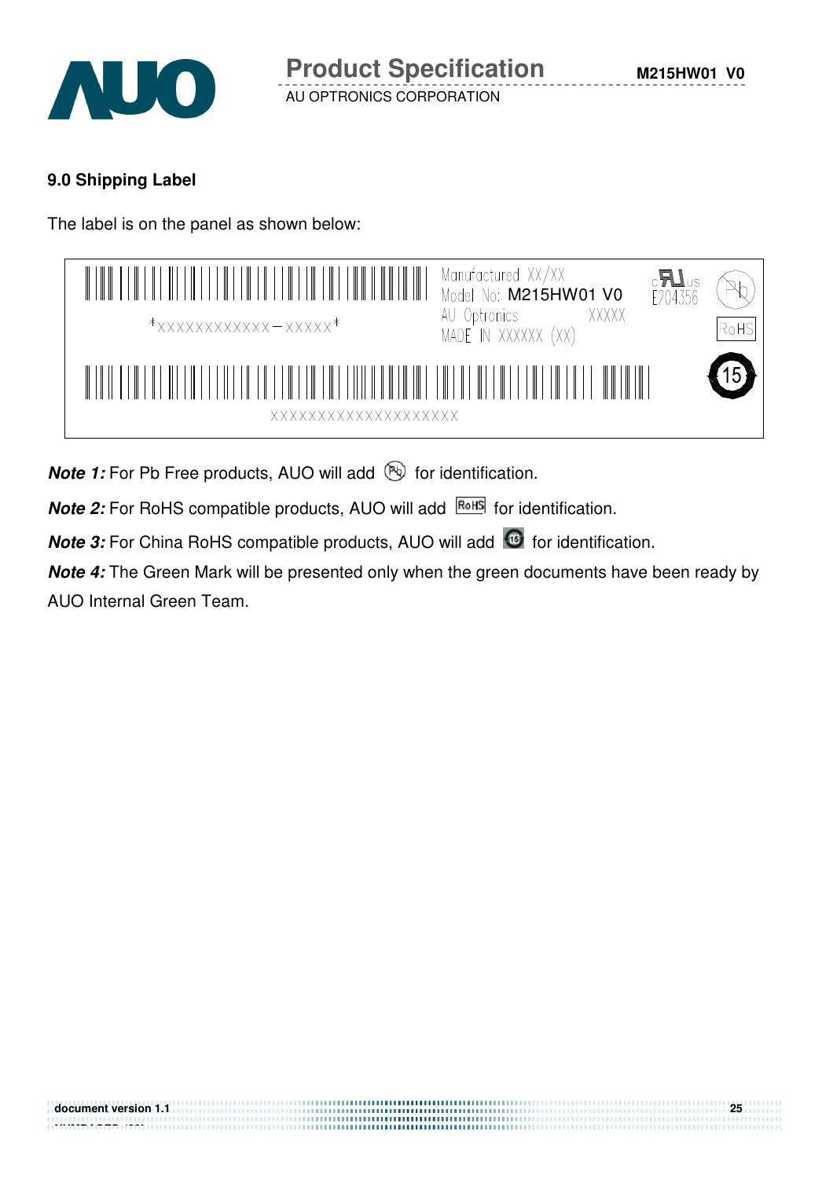## 9.0 Shipping Label

The label is on the panel as shown below:

*XXXXXXXXXXXX－XXXXX*

Manufactured XX/XX
Model No: M215HW01 V0
AU Optronics XXXXX
MADE IN XXXXXX (XX)

E204356

RoHS

XXXXXXXXXXXXXXXXXXXX

***Note 1:*** For Pb Free products, AUO will add (Pb) for identification.

***Note 2:*** For RoHS compatible products, AUO will add RoHS for identification.

***Note 3:*** For China RoHS compatible products, AUO will add (15) for identification.

***Note 4:*** The Green Mark will be presented only when the green documents have been ready by AUO Internal Green Team.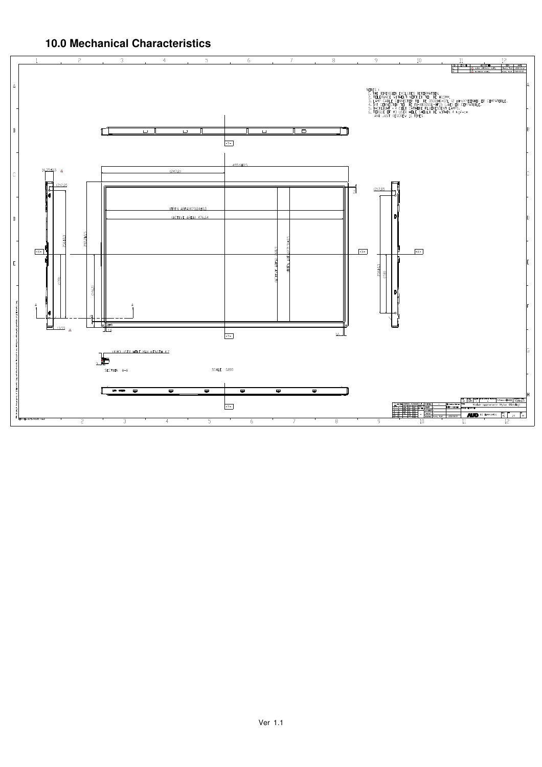## 10.0 Mechanical Characteristics

NOTES :
1. THE DIMENSION EXCLUDES DEFORMATION.
2. TOLERANCE WITHOUT NOTICED TO BE ±0.5MM.
3. LAMP CABLE CONNECTOR TO BE JST(BHR-03VS-1) OR EQUIVALENT OR COMPATIBLE.
4. T/T CONNECTOR TO BE FI-X30SSL-HF(JAE) OR COMPATIBLE.
5. BACKLIGHT : 4 COLD CATHODE FLUORESCENT LAMPS.
6. TORQUE OF M3 USER HOLE SHOULD BE WITHIN 4 kgf-cm AND JUST RESCREW 10 TIMES

(OPEN AREA)479.84±0.5

(ACTIVE AREA) 476.64

495.6±0.5

(247.8)

292.2±0.5

(ACTIVE AREA) 268.11

(OPEN AREA) 271.31±0.5

16.35±0.3

(217.85)

236±0.3

(128)

(146.1)

13.55

(4)M3 USER HOLE MAX LENGTH 4.7

SECTION A-A

SCALE 0.800

Module appearance (Mylar shielding)

AUO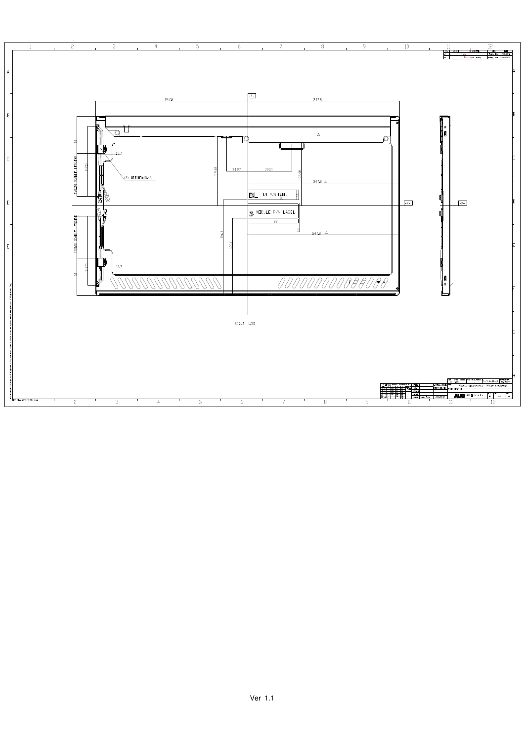247.8

247.8

-Y-

(2) HOOK#±5.45

13.7

34.27

72.51

192.48

102.08

247.8

B/L P/N LABEL

80

MODULE P/N LABEL

83

247.8

196.1

29.1

13.7

61

(170)

130±10 (CABLE LENGTH)

130±10 (CABLE LENGTH)

(170)

61

-X-

-X-

SCALE 1.000

Ver 1.1